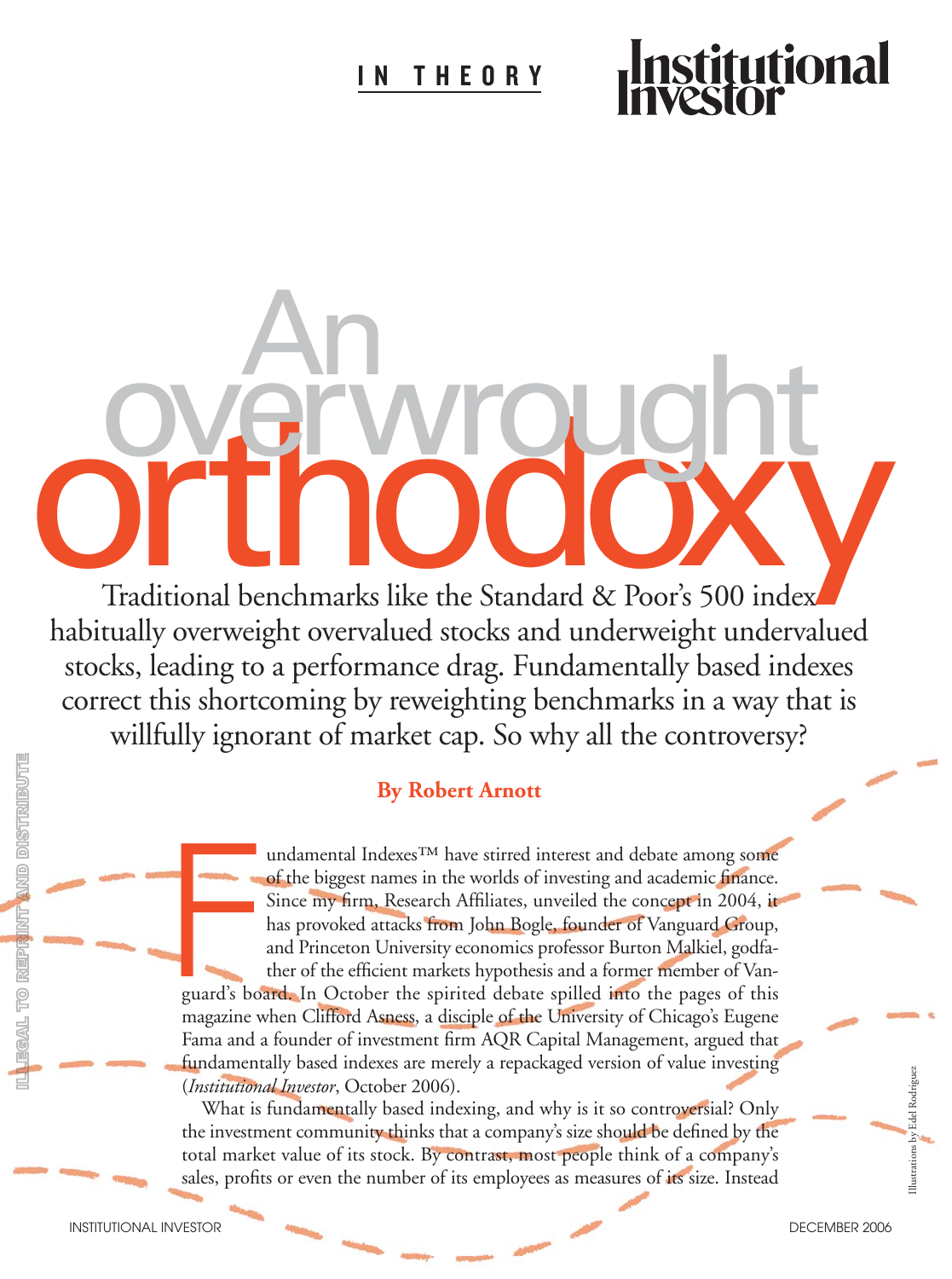IN THEORY

# An overwrought orthodoxy

Traditional benchmarks like the Standard & Poor's 500 index habitually overweight overvalued stocks and underweight undervalued stocks, leading to a performance drag. Fundamentally based indexes correct this shortcoming by reweighting benchmarks in a way that is willfully ignorant of market cap. So why all the controversy?

**By Robert Arnott**

Fundamental Indexes™ have stirred interest and debate among some of the biggest names in the worlds of investing and academic finance. Since my firm, Research Affiliates, unveiled the concept in 2004, it has provoked attacks from John Bogle, founder of Vanguard Group, and Princeton University economics professor Burton Malkiel, godfather of the efficient markets hypothesis and a former member of Vanguard's board. In October the spirited debate spilled into the pages of this magazine when Clifford Asness, a disciple of the University of Chicago's Eugene Fama and a founder of investment firm AQR Capital Management, argued that fundamentally based indexes are merely a repackaged version of value investing (*Institutional Investor*, October 2006).

What is fundamentally based indexing, and why is it so controversial? Only the investment community thinks that a company's size should be defined by the total market value of its stock. By contrast, most people think of a company's sales, profits or even the number of its employees as measures of its size. Instead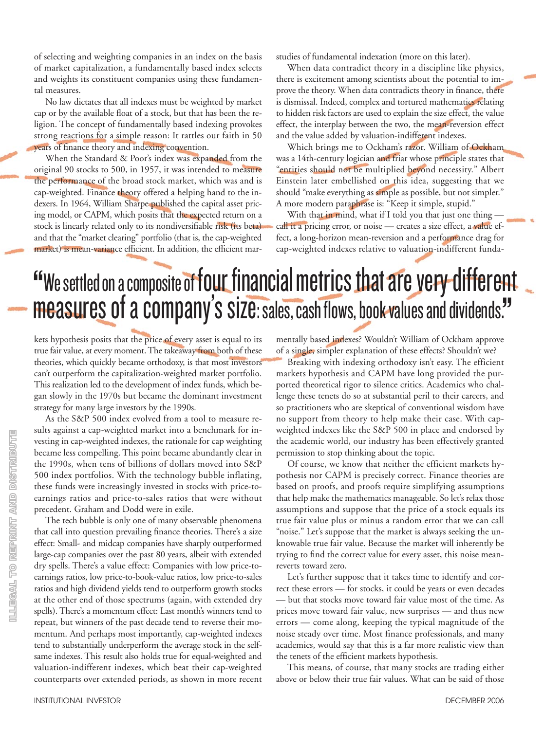of selecting and weighting companies in an index on the basis of market capitalization, a fundamentally based index selects and weights its constituent companies using these fundamental measures.

No law dictates that all indexes must be weighted by market cap or by the available float of a stock, but that has been the religion. The concept of fundamentally based indexing provokes strong reactions for a simple reason: It rattles our faith in 50 years of finance theory and indexing convention.

When the Standard & Poor's index was expanded from the original 90 stocks to 500, in 1957, it was intended to measure the performance of the broad stock market, which was and is cap-weighted. Finance theory offered a helping hand to the indexers. In 1964, William Sharpe published the capital asset pricing model, or CAPM, which posits that the expected return on a stock is linearly related only to its nondiversifiable risk (its beta) and that the "market clearing" portfolio (that is, the cap-weighted market) is mean-variance efficient. In addition, the efficient markets hypothesis posits that the price of every asset is equal to its true fair value, at every moment. The takeaway from both of these theories, which quickly became orthodoxy, is that most investors can't outperform the capitalization-weighted market portfolio. This realization led to the development of index funds, which began slowly in the 1970s but became the dominant investment strategy for many large investors by the 1990s.

As the S&P 500 index evolved from a tool to measure results against a cap-weighted market into a benchmark for investing in cap-weighted indexes, the rationale for cap weighting became less compelling. This point became abundantly clear in the 1990s, when tens of billions of dollars moved into S&P 500 index portfolios. With the technology bubble inflating, these funds were increasingly invested in stocks with price-to-earnings ratios and price-to-sales ratios that were without precedent. Graham and Dodd were in exile.

The tech bubble is only one of many observable phenomena that call into question prevailing finance theories. There's a size effect: Small- and midcap companies have sharply outperformed large-cap companies over the past 80 years, albeit with extended dry spells. There's a value effect: Companies with low price-to-earnings ratios, low price-to-book-value ratios, low price-to-sales ratios and high dividend yields tend to outperform growth stocks at the other end of those spectrums (again, with extended dry spells). There's a momentum effect: Last month's winners tend to repeat, but winners of the past decade tend to reverse their momentum. And perhaps most importantly, cap-weighted indexes tend to substantially underperform the average stock in the selfsame indexes. This result also holds true for equal-weighted and valuation-indifferent indexes, which beat their cap-weighted counterparts over extended periods, as shown in more recent studies of fundamental indexation (more on this later).

When data contradict theory in a discipline like physics, there is excitement among scientists about the potential to improve the theory. When data contradicts theory in finance, there is dismissal. Indeed, complex and tortured mathematics relating to hidden risk factors are used to explain the size effect, the value effect, the interplay between the two, the mean-reversion effect and the value added by valuation-indifferent indexes.

Which brings me to Ockham's razor. William of Ockham was a 14th-century logician and friar whose principle states that "entities should not be multiplied beyond necessity." Albert Einstein later embellished on this idea, suggesting that we should "make everything as simple as possible, but not simpler." A more modern paraphrase is: "Keep it simple, stupid."

With that in mind, what if I told you that just one thing — call it a pricing error, or noise — creates a size effect, a value effect, a long-horizon mean-reversion and a performance drag for cap-weighted indexes relative to valuation-indifferent fundamentally based indexes? Wouldn't William of Ockham approve of a single, simpler explanation of these effects? Shouldn't we?

> "We settled on a composite of four financial metrics that are very different measures of a company's size: sales, cash flows, book values and dividends."

Breaking with indexing orthodoxy isn't easy. The efficient markets hypothesis and CAPM have long provided the purported theoretical rigor to silence critics. Academics who challenge these tenets do so at substantial peril to their careers, and so practitioners who are skeptical of conventional wisdom have no support from theory to help make their case. With cap-weighted indexes like the S&P 500 in place and endorsed by the academic world, our industry has been effectively granted permission to stop thinking about the topic.

Of course, we know that neither the efficient markets hypothesis nor CAPM is precisely correct. Finance theories are based on proofs, and proofs require simplifying assumptions that help make the mathematics manageable. So let's relax those assumptions and suppose that the price of a stock equals its true fair value plus or minus a random error that we can call "noise." Let's suppose that the market is always seeking the unknowable true fair value. Because the market will inherently be trying to find the correct value for every asset, this noise mean-reverts toward zero.

Let's further suppose that it takes time to identify and correct these errors — for stocks, it could be years or even decades — but that stocks move toward fair value most of the time. As prices move toward fair value, new surprises — and thus new errors — come along, keeping the typical magnitude of the noise steady over time. Most finance professionals, and many academics, would say that this is a far more realistic view than the tenets of the efficient markets hypothesis.

This means, of course, that many stocks are trading either above or below their true fair values. What can be said of those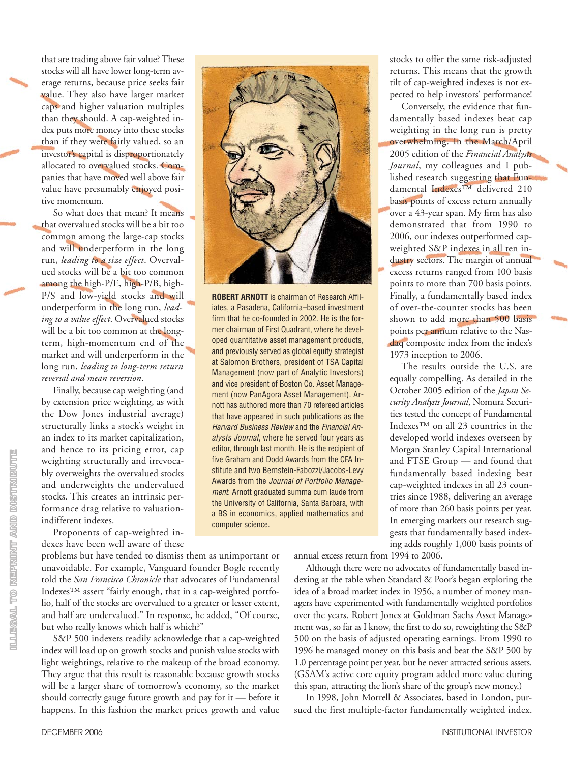that are trading above fair value? These stocks will all have lower long-term average returns, because price seeks fair value. They also have larger market caps and higher valuation multiples than they should. A cap-weighted index puts more money into these stocks than if they were fairly valued, so an investor's capital is disproportionately allocated to overvalued stocks. Companies that have moved well above fair value have presumably enjoyed positive momentum.

So what does that mean? It means that overvalued stocks will be a bit too common among the large-cap stocks and will underperform in the long run, *leading to a size effect*. Overvalued stocks will be a bit too common among the high-P/E, high-P/B, high-P/S and low-yield stocks and will underperform in the long run, *leading to a value effect*. Overvalued stocks will be a bit too common at the long-term, high-momentum end of the market and will underperform in the long run, *leading to long-term return reversal and mean reversion*.

Finally, because cap weighting (and by extension price weighting, as with the Dow Jones industrial average) structurally links a stock's weight in an index to its market capitalization, and hence to its pricing error, cap weighting structurally and irrevocably overweights the overvalued stocks and underweights the undervalued stocks. This creates an intrinsic performance drag relative to valuation-indifferent indexes.

Proponents of cap-weighted indexes have been well aware of these problems but have tended to dismiss them as unimportant or unavoidable. For example, Vanguard founder Bogle recently told the *San Francisco Chronicle* that advocates of Fundamental Indexes™ assert "fairly enough, that in a cap-weighted portfolio, half of the stocks are overvalued to a greater or lesser extent, and half are undervalued." In response, he added, "Of course, but who really knows which half is which?"

S&P 500 indexers readily acknowledge that a cap-weighted index will load up on growth stocks and punish value stocks with light weightings, relative to the makeup of the broad economy. They argue that this result is reasonable because growth stocks will be a larger share of tomorrow's economy, so the market should correctly gauge future growth and pay for it — before it happens. In this fashion the market prices growth and value stocks to offer the same risk-adjusted returns. This means that the growth tilt of cap-weighted indexes is not expected to help investors' performance!

Conversely, the evidence that fundamentally based indexes beat cap weighting in the long run is pretty overwhelming. In the March/April 2005 edition of the *Financial Analysts Journal*, my colleagues and I published research suggesting that Fundamental Indexes™ delivered 210 basis points of excess return annually over a 43-year span. My firm has also demonstrated that from 1990 to 2006, our indexes outperformed cap-weighted S&P indexes in all ten industry sectors. The margin of annual excess returns ranged from 100 basis points to more than 700 basis points. Finally, a fundamentally based index of over-the-counter stocks has been shown to add more than 500 basis points per annum relative to the Nasdaq composite index from the index's 1973 inception to 2006.

The results outside the U.S. are equally compelling. As detailed in the October 2005 edition of the *Japan Security Analysts Journal*, Nomura Securities tested the concept of Fundamental Indexes™ on all 23 countries in the developed world indexes overseen by Morgan Stanley Capital International and FTSE Group — and found that fundamentally based indexing beat cap-weighted indexes in all 23 countries since 1988, delivering an average of more than 260 basis points per year. In emerging markets our research suggests that fundamentally based indexing adds roughly 1,000 basis points of annual excess return from 1994 to 2006.

Although there were no advocates of fundamentally based indexing at the table when Standard & Poor's began exploring the idea of a broad market index in 1956, a number of money managers have experimented with fundamentally weighted portfolios over the years. Robert Jones at Goldman Sachs Asset Management was, so far as I know, the first to do so, reweighting the S&P 500 on the basis of adjusted operating earnings. From 1990 to 1996 he managed money on this basis and beat the S&P 500 by 1.0 percentage point per year, but he never attracted serious assets. (GSAM's active core equity program added more value during this span, attracting the lion's share of the group's new money.)

In 1998, John Morrell & Associates, based in London, pursued the first multiple-factor fundamentally weighted index.

**ROBERT ARNOTT** is chairman of Research Affiliates, a Pasadena, California–based investment firm that he co-founded in 2002. He is the former chairman of First Quadrant, where he developed quantitative asset management products, and previously served as global equity strategist at Salomon Brothers, president of TSA Capital Management (now part of Analytic Investors) and vice president of Boston Co. Asset Management (now PanAgora Asset Management). Arnott has authored more than 70 refereed articles that have appeared in such publications as the *Harvard Business Review* and the *Financial Analysts Journal*, where he served four years as editor, through last month. He is the recipient of five Graham and Dodd Awards from the CFA Institute and two Bernstein-Fabozzi/Jacobs-Levy Awards from the *Journal of Portfolio Management*. Arnott graduated summa cum laude from the University of California, Santa Barbara, with a BS in economics, applied mathematics and computer science.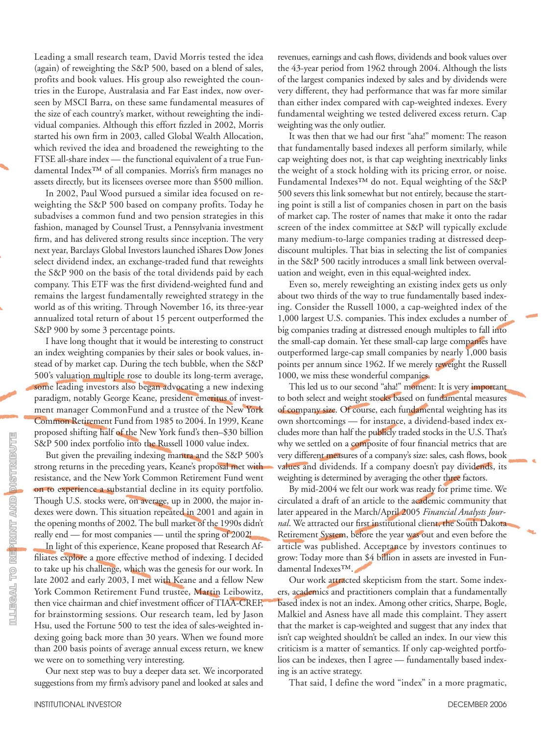Leading a small research team, David Morris tested the idea (again) of reweighting the S&P 500, based on a blend of sales, profits and book values. His group also reweighted the countries in the Europe, Australasia and Far East index, now overseen by MSCI Barra, on these same fundamental measures of the size of each country's market, without reweighting the individual companies. Although this effort fizzled in 2002, Morris started his own firm in 2003, called Global Wealth Allocation, which revived the idea and broadened the reweighting to the FTSE all-share index — the functional equivalent of a true Fundamental Index™ of all companies. Morris's firm manages no assets directly, but its licensees oversee more than $500 million.

In 2002, Paul Wood pursued a similar idea focused on reweighting the S&P 500 based on company profits. Today he subadvises a common fund and two pension strategies in this fashion, managed by Counsel Trust, a Pennsylvania investment firm, and has delivered strong results since inception. The very next year, Barclays Global Investors launched iShares Dow Jones select dividend index, an exchange-traded fund that reweights the S&P 900 on the basis of the total dividends paid by each company. This ETF was the first dividend-weighted fund and remains the largest fundamentally reweighted strategy in the world as of this writing. Through November 16, its three-year annualized total return of about 15 percent outperformed the S&P 900 by some 3 percentage points.

I have long thought that it would be interesting to construct an index weighting companies by their sales or book values, instead of by market cap. During the tech bubble, when the S&P 500's valuation multiple rose to double its long-term average, some leading investors also began advocating a new indexing paradigm, notably George Keane, president emeritus of investment manager CommonFund and a trustee of the New York Common Retirement Fund from 1985 to 2004. In 1999, Keane proposed shifting half of the New York fund's then–$30 billion S&P 500 index portfolio into the Russell 1000 value index.

But given the prevailing indexing mantra and the S&P 500's strong returns in the preceding years, Keane's proposal met with resistance, and the New York Common Retirement Fund went on to experience a substantial decline in its equity portfolio. Though U.S. stocks were, on average, up in 2000, the major indexes were down. This situation repeated in 2001 and again in the opening months of 2002. The bull market of the 1990s didn't really end — for most companies — until the spring of 2002!

In light of this experience, Keane proposed that Research Affiliates explore a more effective method of indexing. I decided to take up his challenge, which was the genesis for our work. In late 2002 and early 2003, I met with Keane and a fellow New York Common Retirement Fund trustee, Martin Leibowitz, then vice chairman and chief investment officer of TIAA-CREF, for brainstorming sessions. Our research team, led by Jason Hsu, used the Fortune 500 to test the idea of sales-weighted indexing going back more than 30 years. When we found more than 200 basis points of average annual excess return, we knew we were on to something very interesting.

Our next step was to buy a deeper data set. We incorporated suggestions from my firm's advisory panel and looked at sales and revenues, earnings and cash flows, dividends and book values over the 43-year period from 1962 through 2004. Although the lists of the largest companies indexed by sales and by dividends were very different, they had performance that was far more similar than either index compared with cap-weighted indexes. Every fundamental weighting we tested delivered excess return. Cap weighting was the only outlier.

It was then that we had our first "aha!" moment: The reason that fundamentally based indexes all perform similarly, while cap weighting does not, is that cap weighting inextricably links the weight of a stock holding with its pricing error, or noise. Fundamental Indexes™ do not. Equal weighting of the S&P 500 severs this link somewhat but not entirely, because the starting point is still a list of companies chosen in part on the basis of market cap. The roster of names that make it onto the radar screen of the index committee at S&P will typically exclude many medium-to-large companies trading at distressed deep-discount multiples. That bias in selecting the list of companies in the S&P 500 tacitly introduces a small link between overvaluation and weight, even in this equal-weighted index.

Even so, merely reweighting an existing index gets us only about two thirds of the way to true fundamentally based indexing. Consider the Russell 1000, a cap-weighted index of the 1,000 largest U.S. companies. This index excludes a number of big companies trading at distressed enough multiples to fall into the small-cap domain. Yet these small-cap large companies have outperformed large-cap small companies by nearly 1,000 basis points per annum since 1962. If we merely reweight the Russell 1000, we miss these wonderful companies.

This led us to our second "aha!" moment: It is very important to both select and weight stocks based on fundamental measures of company size. Of course, each fundamental weighting has its own shortcomings — for instance, a dividend-based index excludes more than half the publicly traded stocks in the U.S. That's why we settled on a composite of four financial metrics that are very different measures of a company's size: sales, cash flows, book values and dividends. If a company doesn't pay dividends, its weighting is determined by averaging the other three factors.

By mid-2004 we felt our work was ready for prime time. We circulated a draft of an article to the academic community that later appeared in the March/April 2005 *Financial Analysts Journal*. We attracted our first institutional client, the South Dakota Retirement System, before the year was out and even before the article was published. Acceptance by investors continues to grow: Today more than $4 billion in assets are invested in Fundamental Indexes™.

Our work attracted skepticism from the start. Some indexers, academics and practitioners complain that a fundamentally based index is not an index. Among other critics, Sharpe, Bogle, Malkiel and Asness have all made this complaint. They assert that the market is cap-weighted and suggest that any index that isn't cap weighted shouldn't be called an index. In our view this criticism is a matter of semantics. If only cap-weighted portfolios can be indexes, then I agree — fundamentally based indexing is an active strategy.

That said, I define the word "index" in a more pragmatic,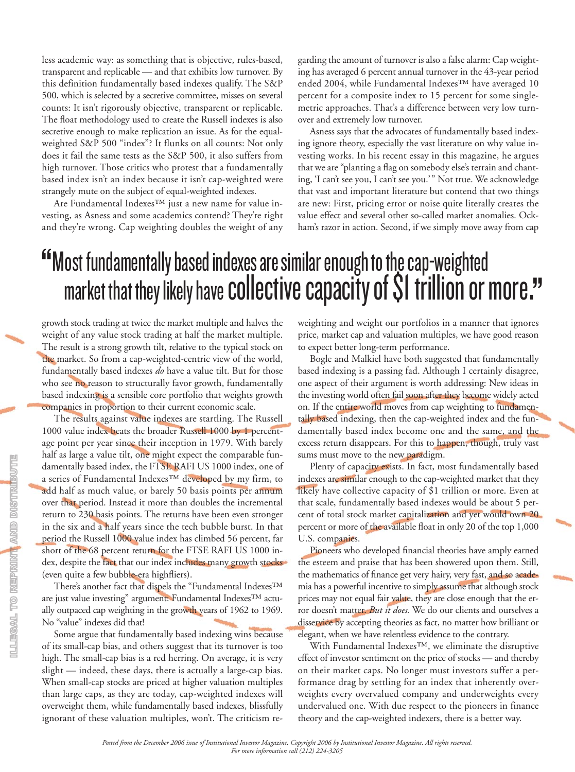less academic way: as something that is objective, rules-based, transparent and replicable — and that exhibits low turnover. By this definition fundamentally based indexes qualify. The S&P 500, which is selected by a secretive committee, misses on several counts: It isn't rigorously objective, transparent or replicable. The float methodology used to create the Russell indexes is also secretive enough to make replication an issue. As for the equal-weighted S&P 500 "index"? It flunks on all counts: Not only does it fail the same tests as the S&P 500, it also suffers from high turnover. Those critics who protest that a fundamentally based index isn't an index because it isn't cap-weighted were strangely mute on the subject of equal-weighted indexes.

Are Fundamental Indexes™ just a new name for value investing, as Asness and some academics contend? They're right and they're wrong. Cap weighting doubles the weight of any growth stock trading at twice the market multiple and halves the weight of any value stock trading at half the market multiple. The result is a strong growth tilt, relative to the typical stock on the market. So from a cap-weighted-centric view of the world, fundamentally based indexes *do* have a value tilt. But for those who see no reason to structurally favor growth, fundamentally based indexing is a sensible core portfolio that weights growth companies in proportion to their current economic scale.

The results against value indexes are startling. The Russell 1000 value index beats the broader Russell 1000 by 1 percentage point per year since their inception in 1979. With barely half as large a value tilt, one might expect the comparable fundamentally based index, the FTSE RAFI US 1000 index, one of a series of Fundamental Indexes™ developed by my firm, to add half as much value, or barely 50 basis points per annum over that period. Instead it more than doubles the incremental return to 230 basis points. The returns have been even stronger in the six and a half years since the tech bubble burst. In that period the Russell 1000 value index has climbed 56 percent, far short of the 68 percent return for the FTSE RAFI US 1000 index, despite the fact that our index includes many growth stocks (even quite a few bubble-era highfliers).

There's another fact that dispels the "Fundamental Indexes™ are just value investing" argument: Fundamental Indexes™ actually outpaced cap weighting in the growth years of 1962 to 1969. No "value" indexes did that!

Some argue that fundamentally based indexing wins because of its small-cap bias, and others suggest that its turnover is too high. The small-cap bias is a red herring. On average, it is very slight — indeed, these days, there is actually a large-cap bias. When small-cap stocks are priced at higher valuation multiples than large caps, as they are today, cap-weighted indexes will overweight them, while fundamentally based indexes, blissfully ignorant of these valuation multiples, won't. The criticism regarding the amount of turnover is also a false alarm: Cap weighting has averaged 6 percent annual turnover in the 43-year period ended 2004, while Fundamental Indexes™ have averaged 10 percent for a composite index to 15 percent for some single-metric approaches. That's a difference between very low turnover and extremely low turnover.

Asness says that the advocates of fundamentally based indexing ignore theory, especially the vast literature on why value investing works. In his recent essay in this magazine, he argues that we are "planting a flag on somebody else's terrain and chanting, 'I can't see you, I can't see you.'" Not true. We acknowledge that vast and important literature but contend that two things are new: First, pricing error or noise quite literally creates the value effect and several other so-called market anomalies. Ockham's razor in action. Second, if we simply move away from cap weighting and weight our portfolios in a manner that ignores price, market cap and valuation multiples, we have good reason to expect better long-term performance.

> "Most fundamentally based indexes are similar enough to the cap-weighted market that they likely have collective capacity of $1 trillion or more."

Bogle and Malkiel have both suggested that fundamentally based indexing is a passing fad. Although I certainly disagree, one aspect of their argument is worth addressing: New ideas in the investing world often fail soon after they become widely acted on. If the entire world moves from cap weighting to fundamentally based indexing, then the cap-weighted index and the fundamentally based index become one and the same, and the excess return disappears. For this to happen, though, truly vast sums must move to the new paradigm.

Plenty of capacity exists. In fact, most fundamentally based indexes are similar enough to the cap-weighted market that they likely have collective capacity of $1 trillion or more. Even at that scale, fundamentally based indexes would be about 5 percent of total stock market capitalization and yet would own 20 percent or more of the available float in only 20 of the top 1,000 U.S. companies.

Pioneers who developed financial theories have amply earned the esteem and praise that has been showered upon them. Still, the mathematics of finance get very hairy, very fast, and so academia has a powerful incentive to simply assume that although stock prices may not equal fair value, they are close enough that the error doesn't matter. *But it does.* We do our clients and ourselves a disservice by accepting theories as fact, no matter how brilliant or elegant, when we have relentless evidence to the contrary.

With Fundamental Indexes™, we eliminate the disruptive effect of investor sentiment on the price of stocks — and thereby on their market caps. No longer must investors suffer a performance drag by settling for an index that inherently overweights every overvalued company and underweights every undervalued one. With due respect to the pioneers in finance theory and the cap-weighted indexers, there is a better way.

*Posted from the December 2006 issue of Institutional Investor Magazine. Copyright 2006 by Institutional Investor Magazine. All rights reserved. For more information call (212) 224-3205*